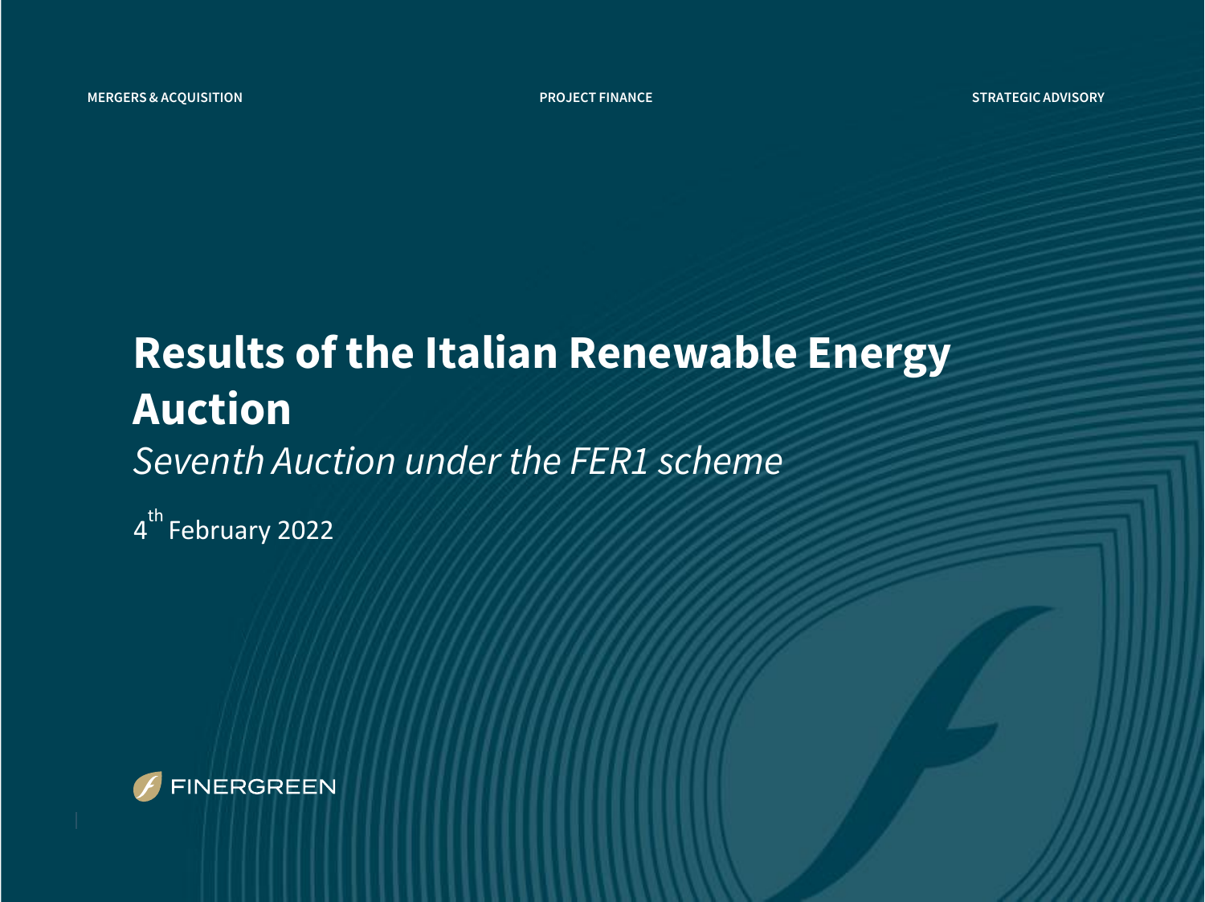MERGERS & ACQUISITION

PROJECT FINANCE

STRATEGIC ADVISORY

# Results of the Italian Renewable Energy Auction

*Seventh Auction under the FER1 scheme*

4th February 2022

FINERGREEN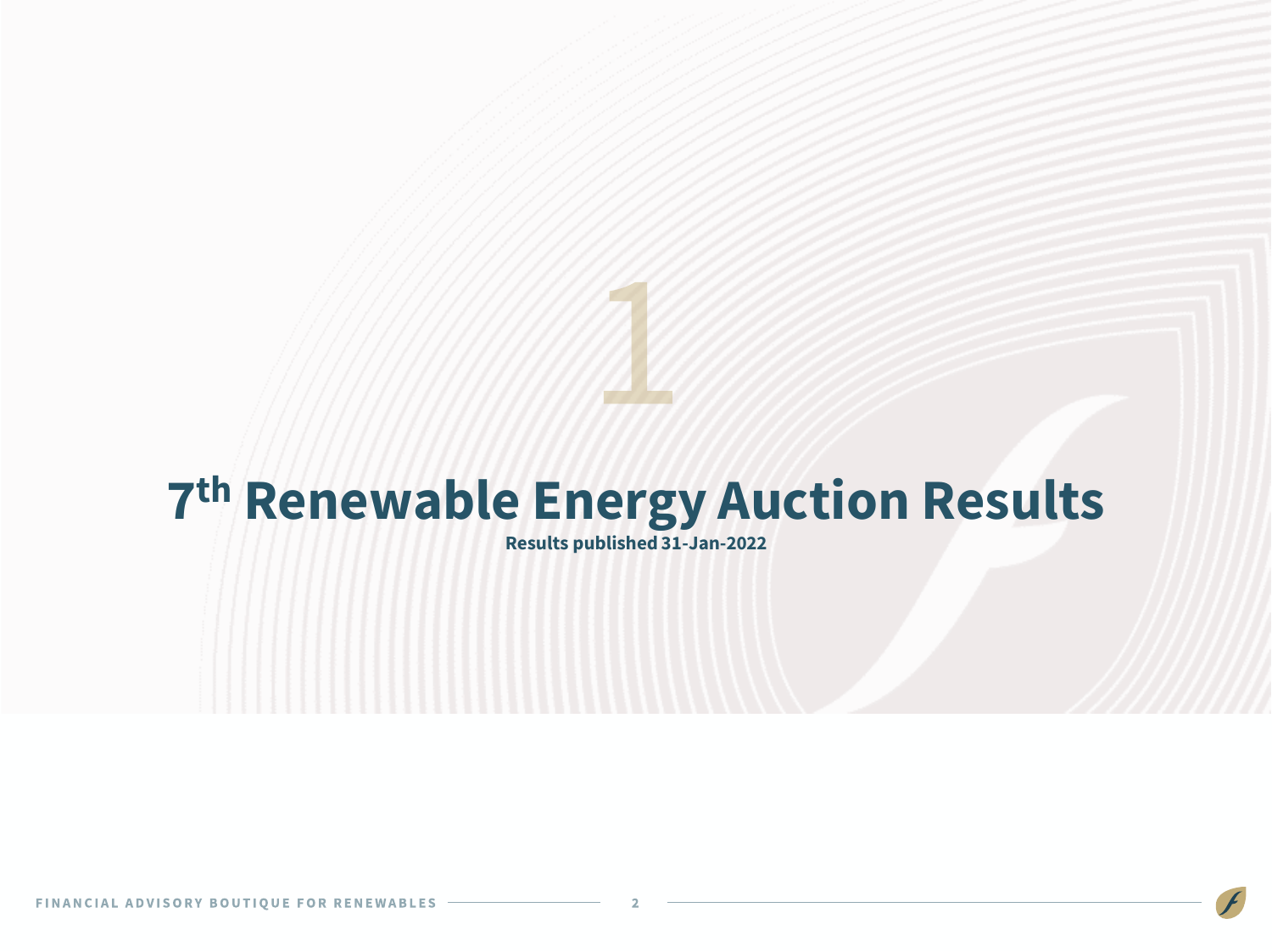1

# 7th Renewable Energy Auction Results

**Results published 31-Jan-2022**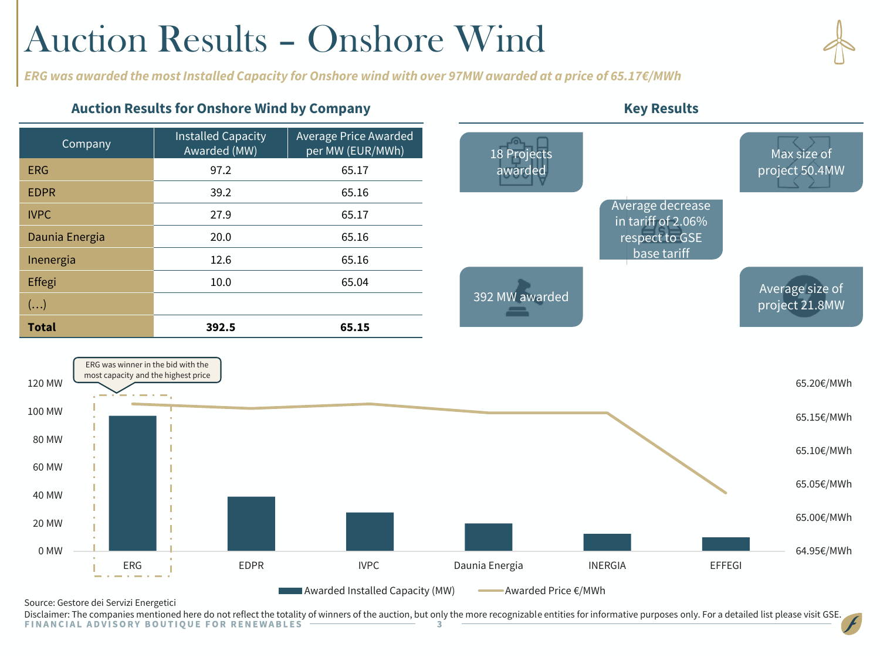# Auction Results – Onshore Wind

*ERG was awarded the most Installed Capacity for Onshore wind with over 97MW awarded at a price of 65.17€/MWh*

## Auction Results for Onshore Wind by Company

| Company | Installed Capacity Awarded (MW) | Average Price Awarded per MW (EUR/MWh) |
|---|---|---|
| ERG | 97.2 | 65.17 |
| EDPR | 39.2 | 65.16 |
| IVPC | 27.9 | 65.17 |
| Daunia Energia | 20.0 | 65.16 |
| Inenergia | 12.6 | 65.16 |
| Effegi | 10.0 | 65.04 |
| (…) | | |
| **Total** | **392.5** | **65.15** |

## Key Results

- 18 Projects awarded
- Max size of project 50.4MW
- Average decrease in tariff of 2.06% respect to GSE base tariff
- 392 MW awarded
- Average size of project 21.8MW

ERG was winner in the bid with the most capacity and the highest price

| Company | Awarded Installed Capacity (MW) | Awarded Price €/MWh |
|---|---|---|
| ERG | 97.2 | 65.17 |
| EDPR | 39.2 | 65.16 |
| IVPC | 27.9 | 65.17 |
| Daunia Energia | 20.0 | 65.16 |
| INERGIA | 12.6 | 65.16 |
| EFFEGI | 10.0 | 65.04 |

Source: Gestore dei Servizi Energetici

Disclaimer: The companies mentioned here do not reflect the totality of winners of the auction, but only the more recognizable entities for informative purposes only. For a detailed list please visit GSE.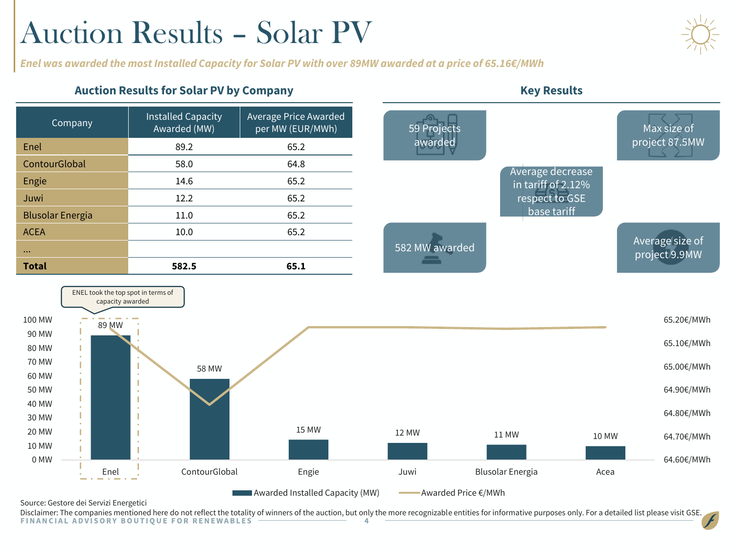# Auction Results – Solar PV

*Enel was awarded the most Installed Capacity for Solar PV with over 89MW awarded at a price of 65.16€/MWh*

## Auction Results for Solar PV by Company

| Company | Installed Capacity Awarded (MW) | Average Price Awarded per MW (EUR/MWh) |
|---|---|---|
| Enel | 89.2 | 65.2 |
| ContourGlobal | 58.0 | 64.8 |
| Engie | 14.6 | 65.2 |
| Juwi | 12.2 | 65.2 |
| Blusolar Energia | 11.0 | 65.2 |
| ACEA | 10.0 | 65.2 |
| … | | |
| **Total** | **582.5** | **65.1** |

## Key Results

- 59 Projects awarded
- Max size of project 87.5MW
- Average decrease in tariff of 2.12% respect to GSE base tariff
- 582 MW awarded
- Average size of project 9.9MW

ENEL took the top spot in terms of capacity awarded

| Company | Awarded Installed Capacity (MW) |
|---|---|
| Enel | 89 MW |
| ContourGlobal | 58 MW |
| Engie | 15 MW |
| Juwi | 12 MW |
| Blusolar Energia | 11 MW |
| Acea | 10 MW |

Awarded Installed Capacity (MW) — Awarded Price €/MWh

Source: Gestore dei Servizi Energetici

Disclaimer: The companies mentioned here do not reflect the totality of winners of the auction, but only the more recognizable entities for informative purposes only. For a detailed list please visit GSE.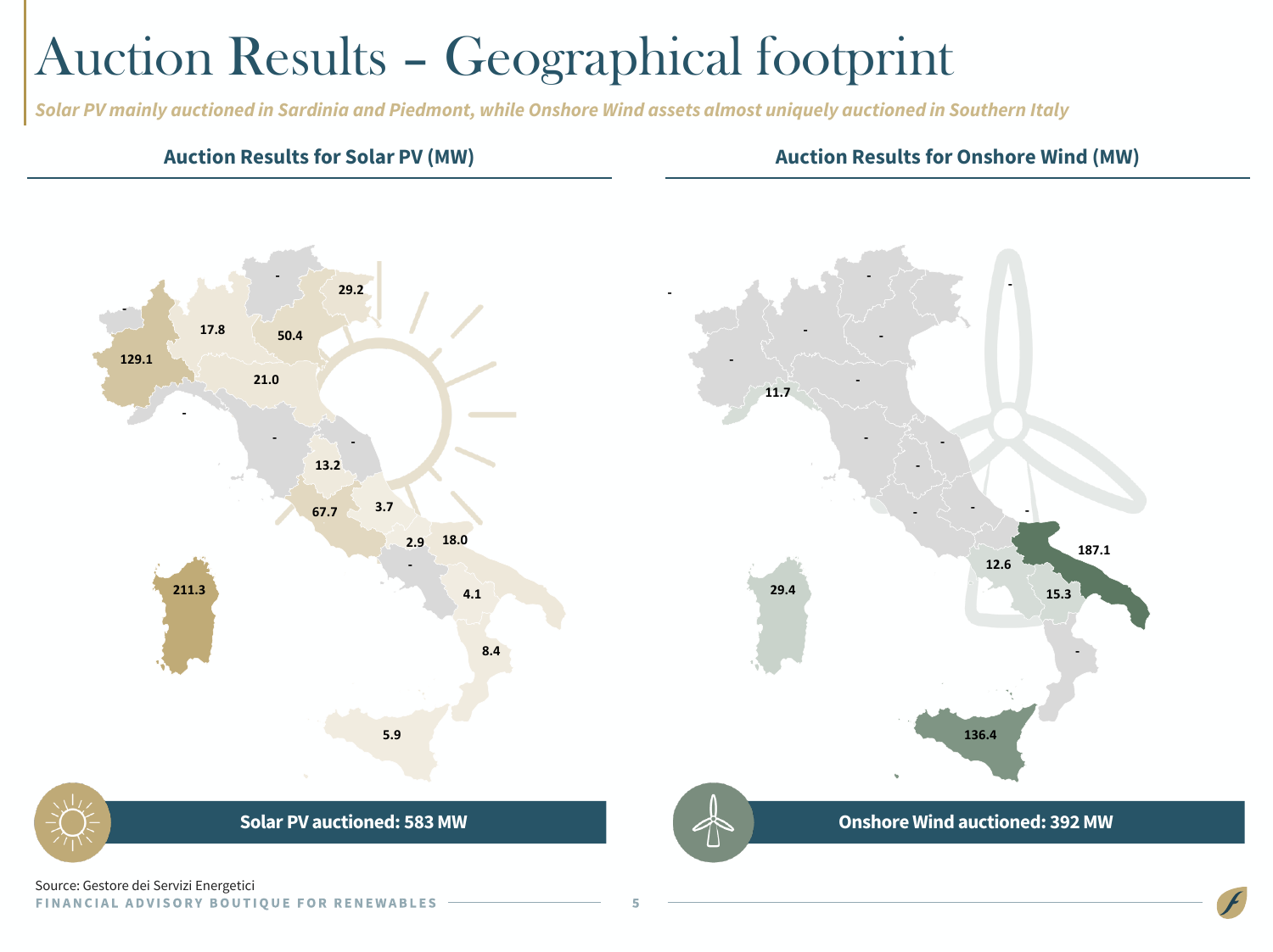# Auction Results – Geographical footprint

*Solar PV mainly auctioned in Sardinia and Piedmont, while Onshore Wind assets almost uniquely auctioned in Southern Italy*

## Auction Results for Solar PV (MW)

| Map label (MW) |
|---|
| 211.3 |
| 129.1 |
| 67.7 |
| 50.4 |
| 29.2 |
| 21.0 |
| 18.0 |
| 17.8 |
| 13.2 |
| 8.4 |
| 5.9 |
| 4.1 |
| 3.7 |
| 2.9 |

**Solar PV auctioned: 583 MW**

## Auction Results for Onshore Wind (MW)

| Map label (MW) |
|---|
| 187.1 |
| 136.4 |
| 29.4 |
| 15.3 |
| 12.6 |
| 11.7 |

**Onshore Wind auctioned: 392 MW**

Source: Gestore dei Servizi Energetici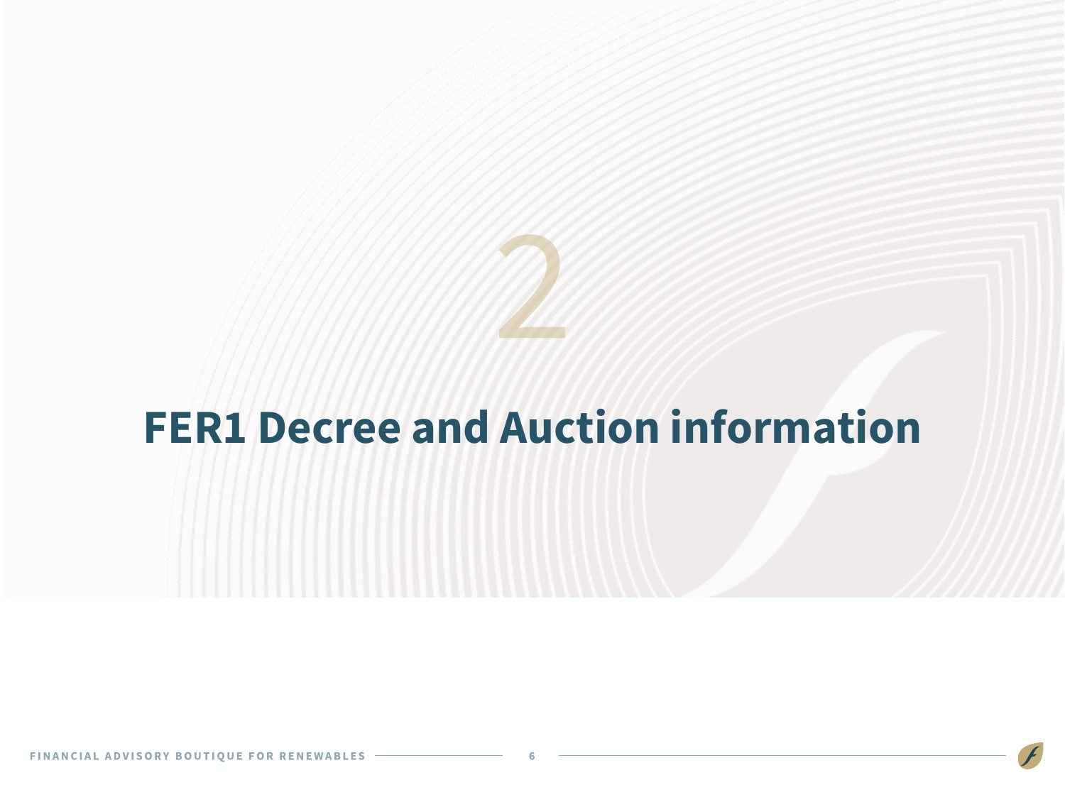2

# FER1 Decree and Auction information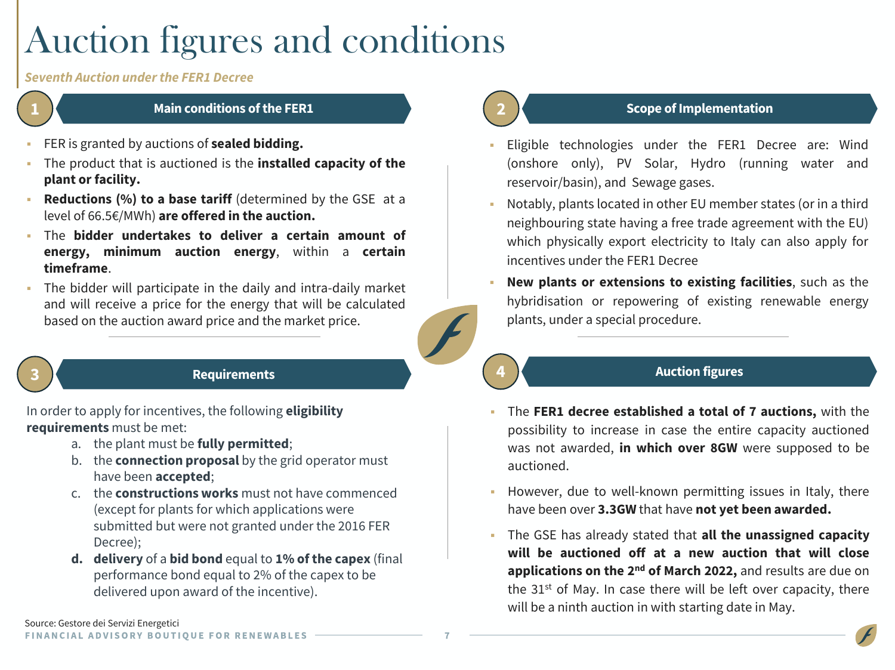# Auction figures and conditions

***Seventh Auction under the FER1 Decree***

## 1 Main conditions of the FER1

- FER is granted by auctions of **sealed bidding.**
- The product that is auctioned is the **installed capacity of the plant or facility.**
- **Reductions (%) to a base tariff** (determined by the GSE at a level of 66.5€/MWh) **are offered in the auction.**
- The **bidder undertakes to deliver a certain amount of energy, minimum auction energy**, within a **certain timeframe**.
- The bidder will participate in the daily and intra-daily market and will receive a price for the energy that will be calculated based on the auction award price and the market price.

## 2 Scope of Implementation

- Eligible technologies under the FER1 Decree are: Wind (onshore only), PV Solar, Hydro (running water and reservoir/basin), and Sewage gases.
- Notably, plants located in other EU member states (or in a third neighbouring state having a free trade agreement with the EU) which physically export electricity to Italy can also apply for incentives under the FER1 Decree
- **New plants or extensions to existing facilities**, such as the hybridisation or repowering of existing renewable energy plants, under a special procedure.

## 3 Requirements

In order to apply for incentives, the following **eligibility requirements** must be met:

a. the plant must be **fully permitted**;
b. the **connection proposal** by the grid operator must have been **accepted**;
c. the **constructions works** must not have commenced (except for plants for which applications were submitted but were not granted under the 2016 FER Decree);
**d.** **delivery** of a **bid bond** equal to **1% of the capex** (final performance bond equal to 2% of the capex to be delivered upon award of the incentive).

## 4 Auction figures

- The **FER1 decree established a total of 7 auctions,** with the possibility to increase in case the entire capacity auctioned was not awarded, **in which over 8GW** were supposed to be auctioned.
- However, due to well-known permitting issues in Italy, there have been over **3.3GW** that have **not yet been awarded.**
- The GSE has already stated that **all the unassigned capacity will be auctioned off at a new auction that will close applications on the 2nd of March 2022,** and results are due on the 31st of May. In case there will be left over capacity, there will be a ninth auction in with starting date in May.

Source: Gestore dei Servizi Energetici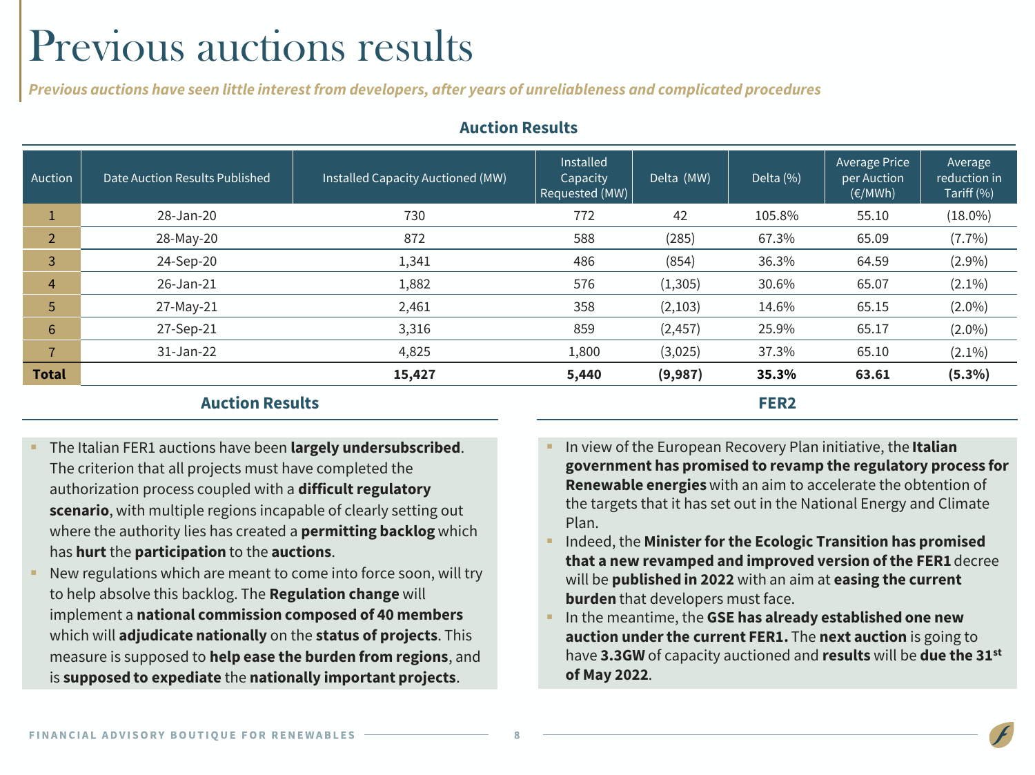# Previous auctions results

*Previous auctions have seen little interest from developers, after years of unreliableness and complicated procedures*

## Auction Results

| Auction | Date Auction Results Published | Installed Capacity Auctioned (MW) | Installed Capacity Requested (MW) | Delta (MW) | Delta (%) | Average Price per Auction (€/MWh) | Average reduction in Tariff (%) |
|---|---|---|---|---|---|---|---|
| 1 | 28-Jan-20 | 730 | 772 | 42 | 105.8% | 55.10 | (18.0%) |
| 2 | 28-May-20 | 872 | 588 | (285) | 67.3% | 65.09 | (7.7%) |
| 3 | 24-Sep-20 | 1,341 | 486 | (854) | 36.3% | 64.59 | (2.9%) |
| 4 | 26-Jan-21 | 1,882 | 576 | (1,305) | 30.6% | 65.07 | (2.1%) |
| 5 | 27-May-21 | 2,461 | 358 | (2,103) | 14.6% | 65.15 | (2.0%) |
| 6 | 27-Sep-21 | 3,316 | 859 | (2,457) | 25.9% | 65.17 | (2.0%) |
| 7 | 31-Jan-22 | 4,825 | 1,800 | (3,025) | 37.3% | 65.10 | (2.1%) |
| **Total** | | **15,427** | **5,440** | **(9,987)** | **35.3%** | **63.61** | **(5.3%)** |

## Auction Results

- The Italian FER1 auctions have been **largely undersubscribed**. The criterion that all projects must have completed the authorization process coupled with a **difficult regulatory scenario**, with multiple regions incapable of clearly setting out where the authority lies has created a **permitting backlog** which has **hurt** the **participation** to the **auctions**.
- New regulations which are meant to come into force soon, will try to help absolve this backlog. The **Regulation change** will implement a **national commission composed of 40 members** which will **adjudicate nationally** on the **status of projects**. This measure is supposed to **help ease the burden from regions**, and is **supposed to expediate** the **nationally important projects**.

## FER2

- In view of the European Recovery Plan initiative, the **Italian government has promised to revamp the regulatory process for Renewable energies** with an aim to accelerate the obtention of the targets that it has set out in the National Energy and Climate Plan.
- Indeed, the **Minister for the Ecologic Transition has promised that a new revamped and improved version of the FER1** decree will be **published in 2022** with an aim at **easing the current burden** that developers must face.
- In the meantime, the **GSE has already established one new auction under the current FER1.** The **next auction** is going to have **3.3GW** of capacity auctioned and **results** will be **due the 31st of May 2022**.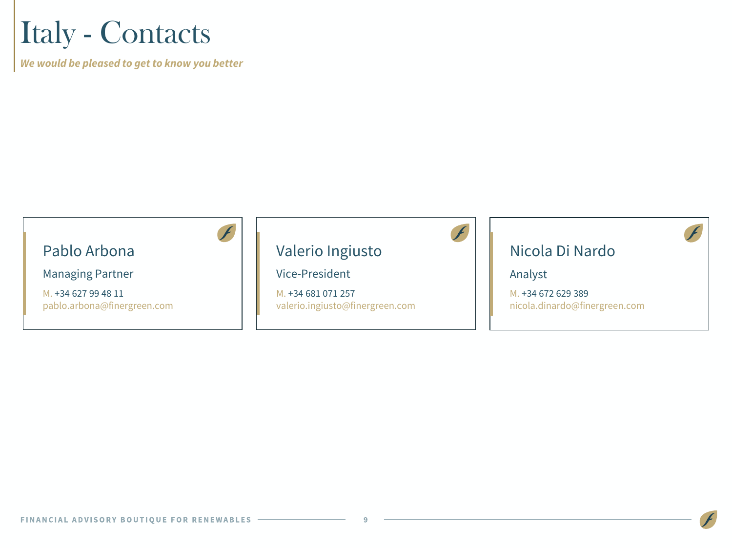# Italy - Contacts

***We would be pleased to get to know you better***

### Pablo Arbona

Managing Partner

M. +34 627 99 48 11
pablo.arbona@finergreen.com

### Valerio Ingiusto

Vice-President

M. +34 681 071 257
valerio.ingiusto@finergreen.com

### Nicola Di Nardo

Analyst

M. +34 672 629 389
nicola.dinardo@finergreen.com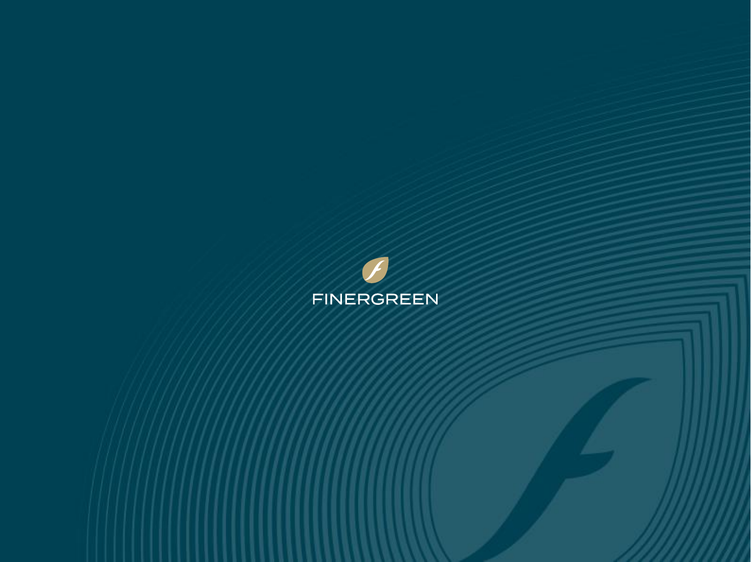FINERGREEN